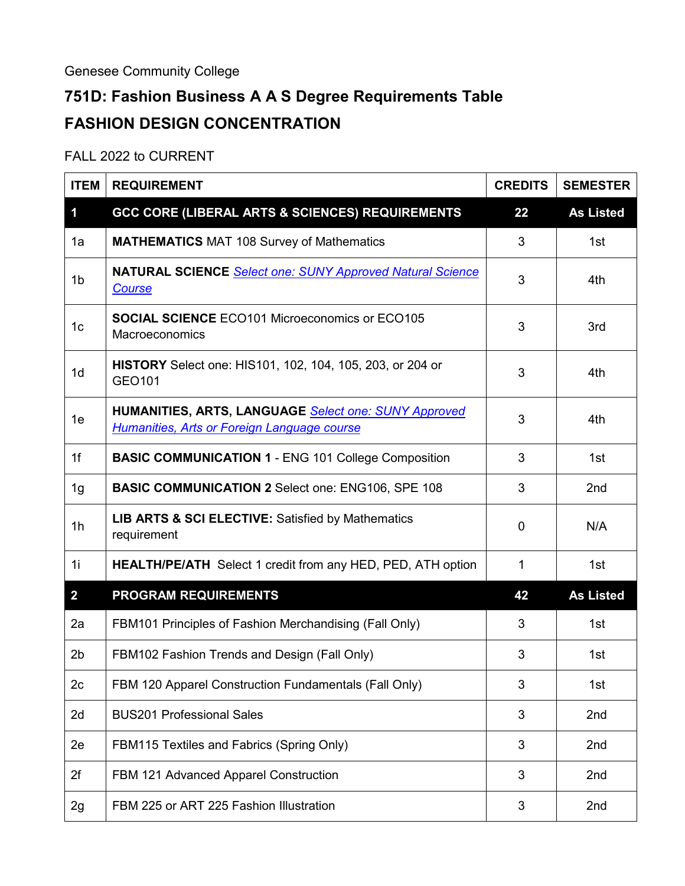Genesee Community College

# 751D: Fashion Business A A S Degree Requirements Table

## FASHION DESIGN CONCENTRATION

FALL 2022 to CURRENT

| ITEM | REQUIREMENT | CREDITS | SEMESTER |
|---|---|---|---|
| **1** | **GCC CORE (LIBERAL ARTS & SCIENCES) REQUIREMENTS** | **22** | **As Listed** |
| 1a | **MATHEMATICS** MAT 108 Survey of Mathematics | 3 | 1st |
| 1b | **NATURAL SCIENCE** *Select one: SUNY Approved Natural Science Course* | 3 | 4th |
| 1c | **SOCIAL SCIENCE** ECO101 Microeconomics or ECO105 Macroeconomics | 3 | 3rd |
| 1d | **HISTORY** Select one: HIS101, 102, 104, 105, 203, or 204 or GEO101 | 3 | 4th |
| 1e | **HUMANITIES, ARTS, LANGUAGE** *Select one: SUNY Approved Humanities, Arts or Foreign Language course* | 3 | 4th |
| 1f | **BASIC COMMUNICATION 1** - ENG 101 College Composition | 3 | 1st |
| 1g | **BASIC COMMUNICATION 2** Select one: ENG106, SPE 108 | 3 | 2nd |
| 1h | **LIB ARTS & SCI ELECTIVE:** Satisfied by Mathematics requirement | 0 | N/A |
| 1i | **HEALTH/PE/ATH** Select 1 credit from any HED, PED, ATH option | 1 | 1st |
| **2** | **PROGRAM REQUIREMENTS** | **42** | **As Listed** |
| 2a | FBM101 Principles of Fashion Merchandising (Fall Only) | 3 | 1st |
| 2b | FBM102 Fashion Trends and Design (Fall Only) | 3 | 1st |
| 2c | FBM 120 Apparel Construction Fundamentals (Fall Only) | 3 | 1st |
| 2d | BUS201 Professional Sales | 3 | 2nd |
| 2e | FBM115 Textiles and Fabrics (Spring Only) | 3 | 2nd |
| 2f | FBM 121 Advanced Apparel Construction | 3 | 2nd |
| 2g | FBM 225 or ART 225 Fashion Illustration | 3 | 2nd |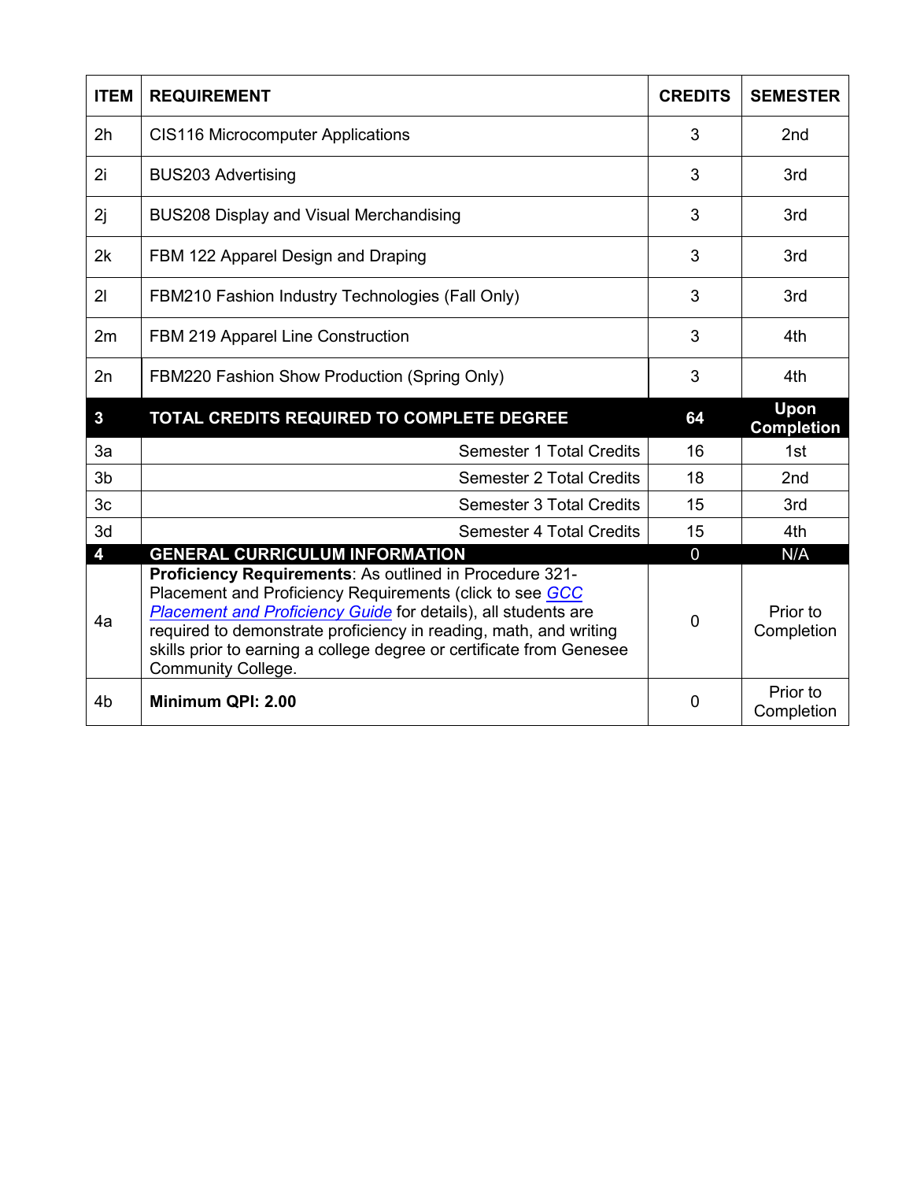| ITEM | REQUIREMENT | CREDITS | SEMESTER |
|---|---|---|---|
| 2h | CIS116 Microcomputer Applications | 3 | 2nd |
| 2i | BUS203 Advertising | 3 | 3rd |
| 2j | BUS208 Display and Visual Merchandising | 3 | 3rd |
| 2k | FBM 122 Apparel Design and Draping | 3 | 3rd |
| 2l | FBM210 Fashion Industry Technologies (Fall Only) | 3 | 3rd |
| 2m | FBM 219 Apparel Line Construction | 3 | 4th |
| 2n | FBM220 Fashion Show Production (Spring Only) | 3 | 4th |
| **3** | **TOTAL CREDITS REQUIRED TO COMPLETE DEGREE** | **64** | **Upon Completion** |
| 3a | Semester 1 Total Credits | 16 | 1st |
| 3b | Semester 2 Total Credits | 18 | 2nd |
| 3c | Semester 3 Total Credits | 15 | 3rd |
| 3d | Semester 4 Total Credits | 15 | 4th |
| **4** | **GENERAL CURRICULUM INFORMATION** | 0 | N/A |
| 4a | **Proficiency Requirements**: As outlined in Procedure 321-Placement and Proficiency Requirements (click to see *GCC Placement and Proficiency Guide* for details), all students are required to demonstrate proficiency in reading, math, and writing skills prior to earning a college degree or certificate from Genesee Community College. | 0 | Prior to Completion |
| 4b | **Minimum QPI: 2.00** | 0 | Prior to Completion |